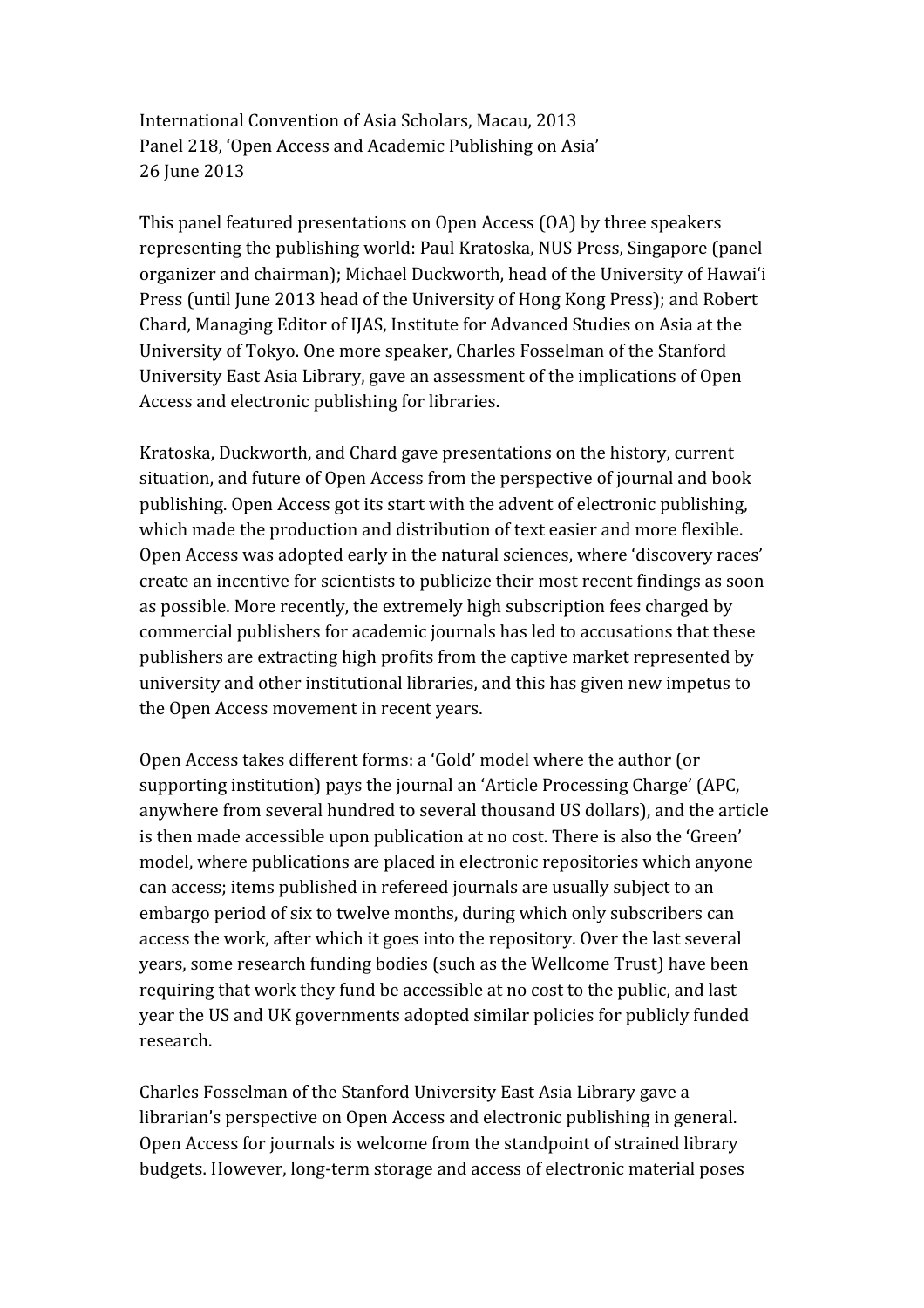International Convention of Asia Scholars, Macau, 2013
Panel 218, 'Open Access and Academic Publishing on Asia'
26 June 2013

This panel featured presentations on Open Access (OA) by three speakers representing the publishing world: Paul Kratoska, NUS Press, Singapore (panel organizer and chairman); Michael Duckworth, head of the University of Hawai'i Press (until June 2013 head of the University of Hong Kong Press); and Robert Chard, Managing Editor of IJAS, Institute for Advanced Studies on Asia at the University of Tokyo. One more speaker, Charles Fosselman of the Stanford University East Asia Library, gave an assessment of the implications of Open Access and electronic publishing for libraries.

Kratoska, Duckworth, and Chard gave presentations on the history, current situation, and future of Open Access from the perspective of journal and book publishing. Open Access got its start with the advent of electronic publishing, which made the production and distribution of text easier and more flexible. Open Access was adopted early in the natural sciences, where 'discovery races' create an incentive for scientists to publicize their most recent findings as soon as possible. More recently, the extremely high subscription fees charged by commercial publishers for academic journals has led to accusations that these publishers are extracting high profits from the captive market represented by university and other institutional libraries, and this has given new impetus to the Open Access movement in recent years.

Open Access takes different forms: a 'Gold' model where the author (or supporting institution) pays the journal an 'Article Processing Charge' (APC, anywhere from several hundred to several thousand US dollars), and the article is then made accessible upon publication at no cost. There is also the 'Green' model, where publications are placed in electronic repositories which anyone can access; items published in refereed journals are usually subject to an embargo period of six to twelve months, during which only subscribers can access the work, after which it goes into the repository. Over the last several years, some research funding bodies (such as the Wellcome Trust) have been requiring that work they fund be accessible at no cost to the public, and last year the US and UK governments adopted similar policies for publicly funded research.

Charles Fosselman of the Stanford University East Asia Library gave a librarian's perspective on Open Access and electronic publishing in general. Open Access for journals is welcome from the standpoint of strained library budgets. However, long-term storage and access of electronic material poses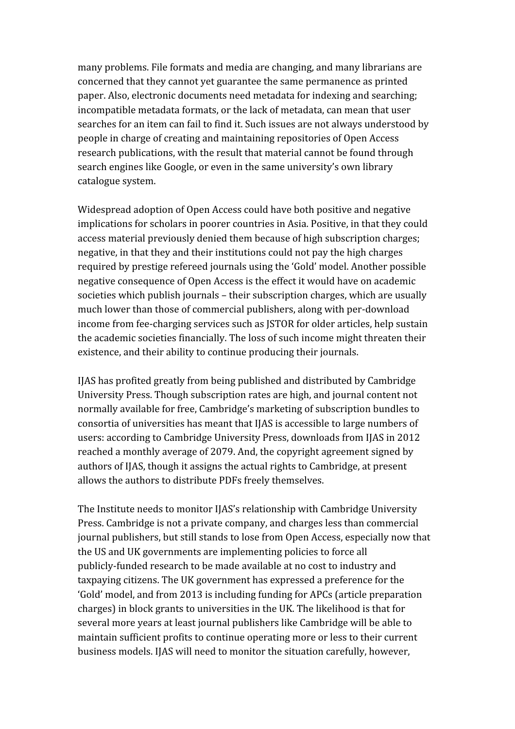many problems. File formats and media are changing, and many librarians are concerned that they cannot yet guarantee the same permanence as printed paper. Also, electronic documents need metadata for indexing and searching; incompatible metadata formats, or the lack of metadata, can mean that user searches for an item can fail to find it. Such issues are not always understood by people in charge of creating and maintaining repositories of Open Access research publications, with the result that material cannot be found through search engines like Google, or even in the same university's own library catalogue system.

Widespread adoption of Open Access could have both positive and negative implications for scholars in poorer countries in Asia. Positive, in that they could access material previously denied them because of high subscription charges; negative, in that they and their institutions could not pay the high charges required by prestige refereed journals using the 'Gold' model. Another possible negative consequence of Open Access is the effect it would have on academic societies which publish journals – their subscription charges, which are usually much lower than those of commercial publishers, along with per-download income from fee-charging services such as JSTOR for older articles, help sustain the academic societies financially. The loss of such income might threaten their existence, and their ability to continue producing their journals.

IJAS has profited greatly from being published and distributed by Cambridge University Press. Though subscription rates are high, and journal content not normally available for free, Cambridge's marketing of subscription bundles to consortia of universities has meant that IJAS is accessible to large numbers of users: according to Cambridge University Press, downloads from IJAS in 2012 reached a monthly average of 2079. And, the copyright agreement signed by authors of IJAS, though it assigns the actual rights to Cambridge, at present allows the authors to distribute PDFs freely themselves.

The Institute needs to monitor IJAS's relationship with Cambridge University Press. Cambridge is not a private company, and charges less than commercial journal publishers, but still stands to lose from Open Access, especially now that the US and UK governments are implementing policies to force all publicly-funded research to be made available at no cost to industry and taxpaying citizens. The UK government has expressed a preference for the 'Gold' model, and from 2013 is including funding for APCs (article preparation charges) in block grants to universities in the UK. The likelihood is that for several more years at least journal publishers like Cambridge will be able to maintain sufficient profits to continue operating more or less to their current business models. IJAS will need to monitor the situation carefully, however,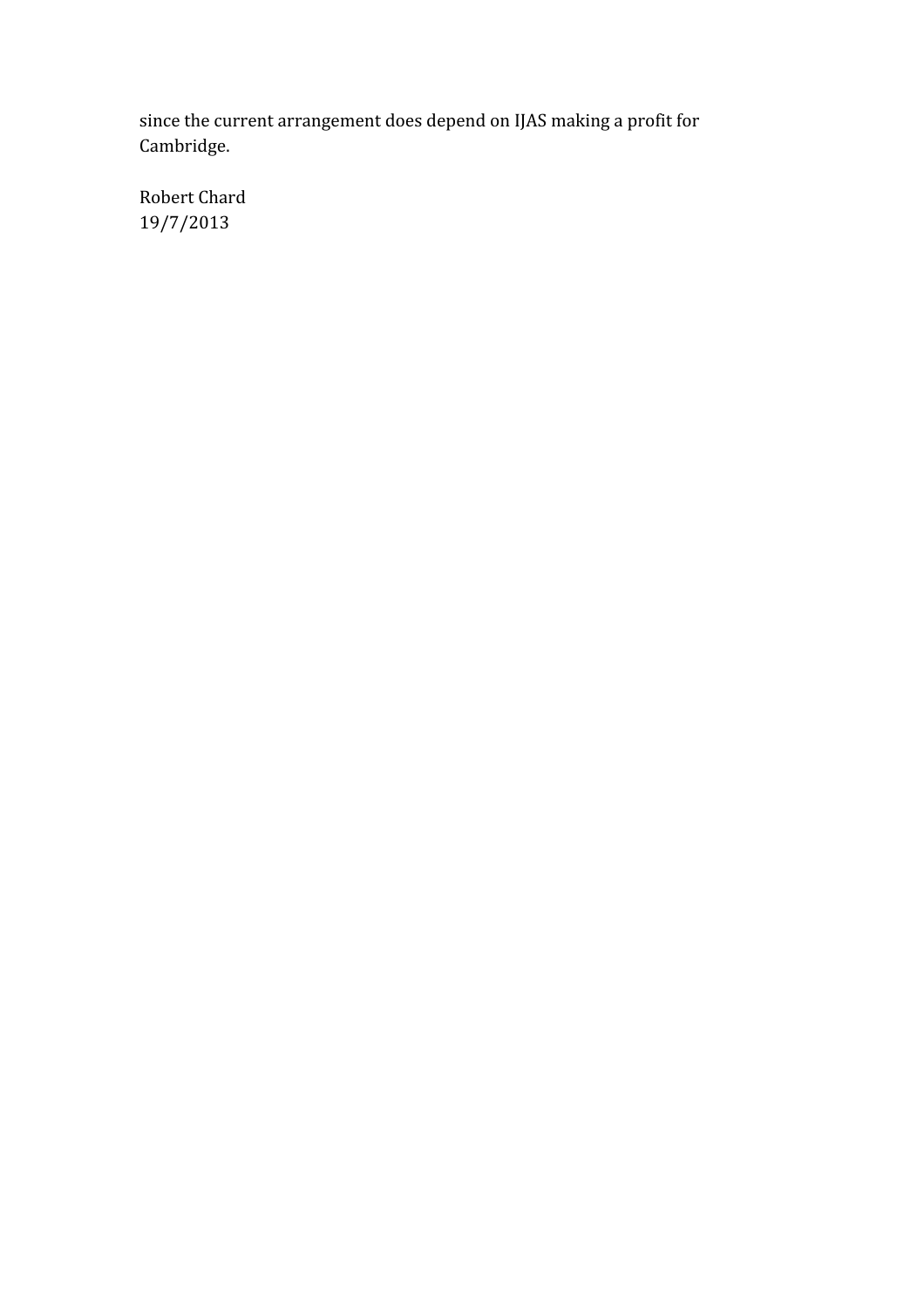since the current arrangement does depend on IJAS making a profit for Cambridge.

Robert Chard
19/7/2013